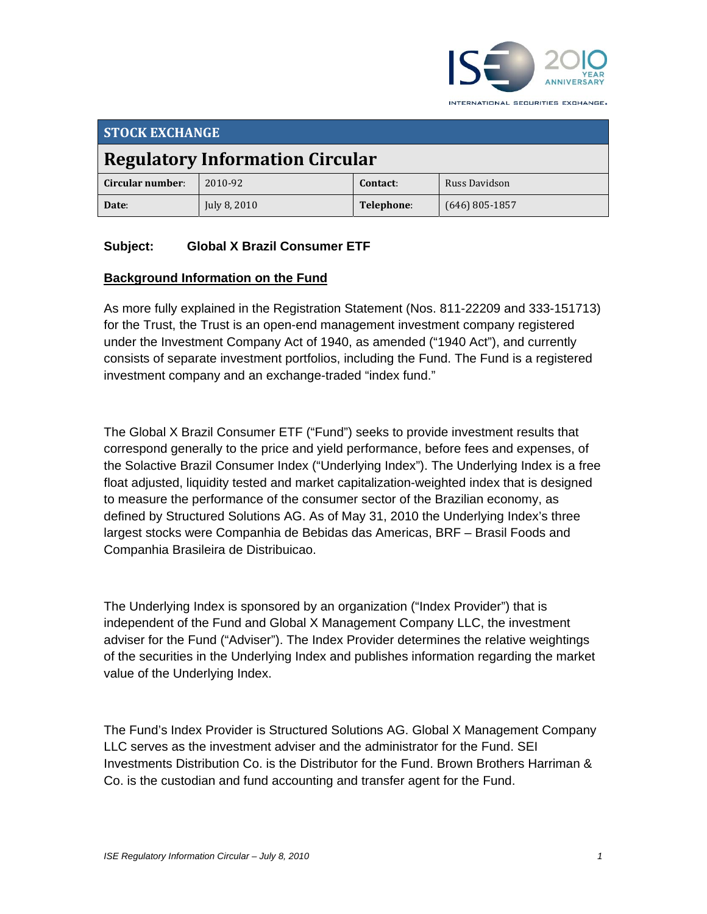## STOCK EXCHANGE

# Regulatory Information Circular

| Circular number: | 2010-92 | Contact: | Russ Davidson |
|---|---|---|---|
| Date: | July 8, 2010 | Telephone: | (646) 805-1857 |

**Subject: Global X Brazil Consumer ETF**

**Background Information on the Fund**

As more fully explained in the Registration Statement (Nos. 811-22209 and 333-151713) for the Trust, the Trust is an open-end management investment company registered under the Investment Company Act of 1940, as amended ("1940 Act"), and currently consists of separate investment portfolios, including the Fund. The Fund is a registered investment company and an exchange-traded "index fund."

The Global X Brazil Consumer ETF ("Fund") seeks to provide investment results that correspond generally to the price and yield performance, before fees and expenses, of the Solactive Brazil Consumer Index ("Underlying Index"). The Underlying Index is a free float adjusted, liquidity tested and market capitalization-weighted index that is designed to measure the performance of the consumer sector of the Brazilian economy, as defined by Structured Solutions AG. As of May 31, 2010 the Underlying Index's three largest stocks were Companhia de Bebidas das Americas, BRF – Brasil Foods and Companhia Brasileira de Distribuicao.

The Underlying Index is sponsored by an organization ("Index Provider") that is independent of the Fund and Global X Management Company LLC, the investment adviser for the Fund ("Adviser"). The Index Provider determines the relative weightings of the securities in the Underlying Index and publishes information regarding the market value of the Underlying Index.

The Fund's Index Provider is Structured Solutions AG. Global X Management Company LLC serves as the investment adviser and the administrator for the Fund. SEI Investments Distribution Co. is the Distributor for the Fund. Brown Brothers Harriman & Co. is the custodian and fund accounting and transfer agent for the Fund.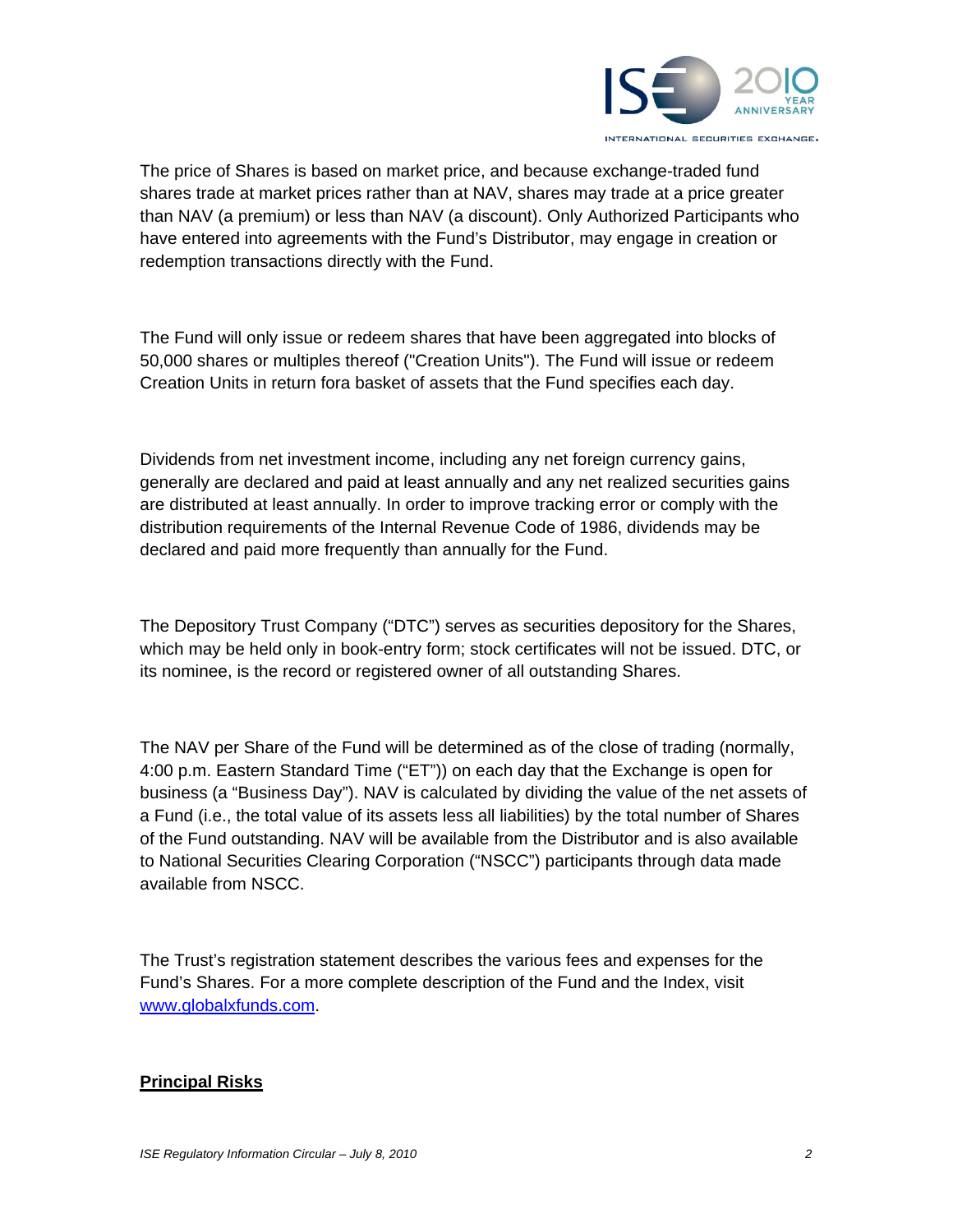The price of Shares is based on market price, and because exchange-traded fund shares trade at market prices rather than at NAV, shares may trade at a price greater than NAV (a premium) or less than NAV (a discount). Only Authorized Participants who have entered into agreements with the Fund's Distributor, may engage in creation or redemption transactions directly with the Fund.

The Fund will only issue or redeem shares that have been aggregated into blocks of 50,000 shares or multiples thereof ("Creation Units"). The Fund will issue or redeem Creation Units in return fora basket of assets that the Fund specifies each day.

Dividends from net investment income, including any net foreign currency gains, generally are declared and paid at least annually and any net realized securities gains are distributed at least annually. In order to improve tracking error or comply with the distribution requirements of the Internal Revenue Code of 1986, dividends may be declared and paid more frequently than annually for the Fund.

The Depository Trust Company ("DTC") serves as securities depository for the Shares, which may be held only in book-entry form; stock certificates will not be issued. DTC, or its nominee, is the record or registered owner of all outstanding Shares.

The NAV per Share of the Fund will be determined as of the close of trading (normally, 4:00 p.m. Eastern Standard Time ("ET")) on each day that the Exchange is open for business (a "Business Day"). NAV is calculated by dividing the value of the net assets of a Fund (i.e., the total value of its assets less all liabilities) by the total number of Shares of the Fund outstanding. NAV will be available from the Distributor and is also available to National Securities Clearing Corporation ("NSCC") participants through data made available from NSCC.

The Trust's registration statement describes the various fees and expenses for the Fund's Shares. For a more complete description of the Fund and the Index, visit www.globalxfunds.com.

## Principal Risks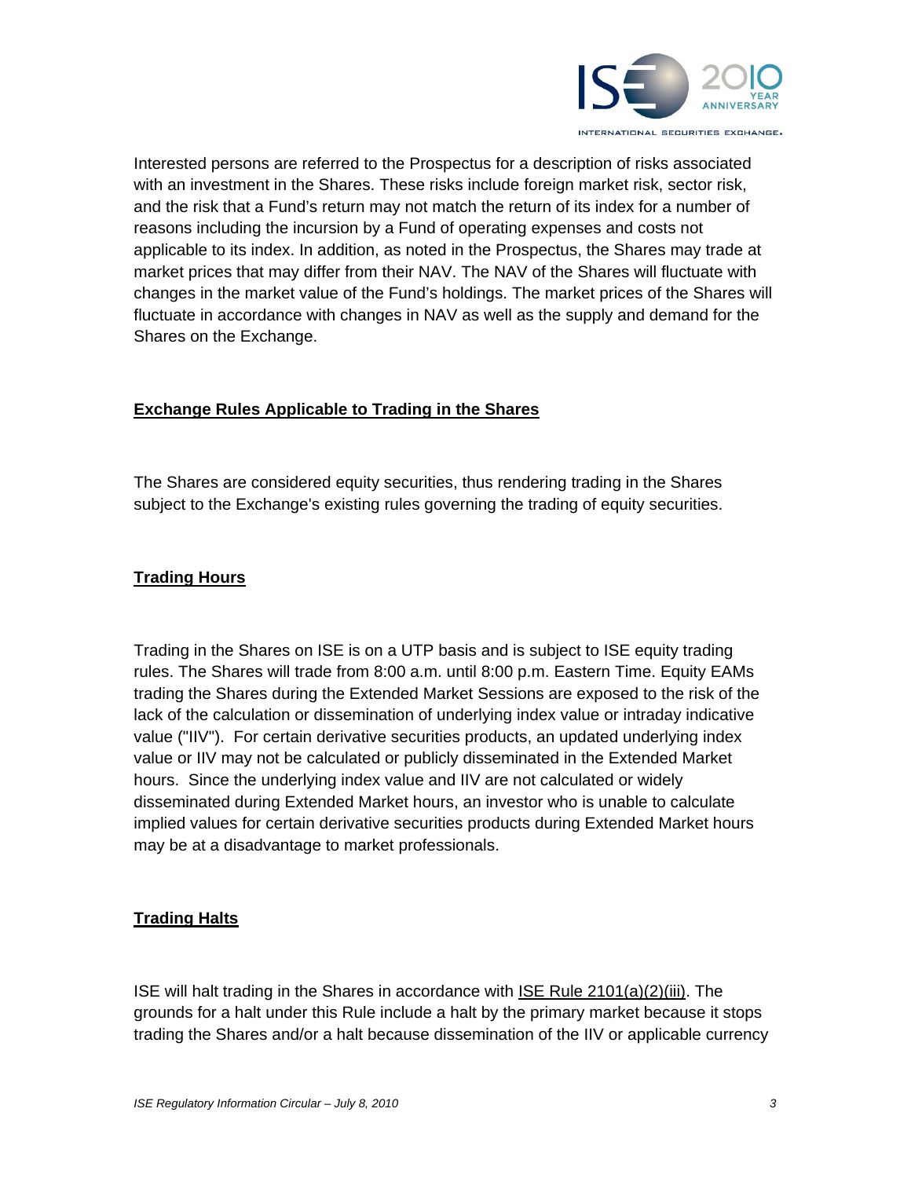Interested persons are referred to the Prospectus for a description of risks associated with an investment in the Shares. These risks include foreign market risk, sector risk, and the risk that a Fund's return may not match the return of its index for a number of reasons including the incursion by a Fund of operating expenses and costs not applicable to its index. In addition, as noted in the Prospectus, the Shares may trade at market prices that may differ from their NAV. The NAV of the Shares will fluctuate with changes in the market value of the Fund's holdings. The market prices of the Shares will fluctuate in accordance with changes in NAV as well as the supply and demand for the Shares on the Exchange.

**Exchange Rules Applicable to Trading in the Shares**

The Shares are considered equity securities, thus rendering trading in the Shares subject to the Exchange's existing rules governing the trading of equity securities.

**Trading Hours**

Trading in the Shares on ISE is on a UTP basis and is subject to ISE equity trading rules. The Shares will trade from 8:00 a.m. until 8:00 p.m. Eastern Time. Equity EAMs trading the Shares during the Extended Market Sessions are exposed to the risk of the lack of the calculation or dissemination of underlying index value or intraday indicative value ("IIV"). For certain derivative securities products, an updated underlying index value or IIV may not be calculated or publicly disseminated in the Extended Market hours. Since the underlying index value and IIV are not calculated or widely disseminated during Extended Market hours, an investor who is unable to calculate implied values for certain derivative securities products during Extended Market hours may be at a disadvantage to market professionals.

**Trading Halts**

ISE will halt trading in the Shares in accordance with ISE Rule 2101(a)(2)(iii). The grounds for a halt under this Rule include a halt by the primary market because it stops trading the Shares and/or a halt because dissemination of the IIV or applicable currency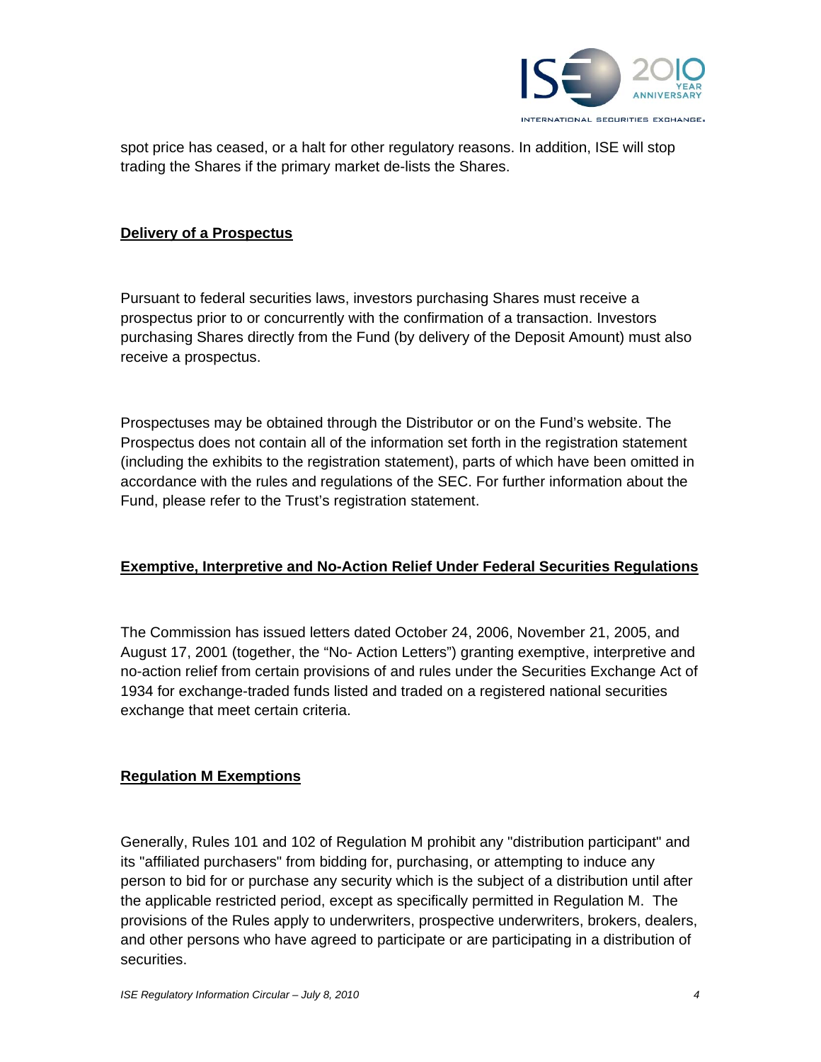spot price has ceased, or a halt for other regulatory reasons. In addition, ISE will stop trading the Shares if the primary market de-lists the Shares.

**Delivery of a Prospectus**

Pursuant to federal securities laws, investors purchasing Shares must receive a prospectus prior to or concurrently with the confirmation of a transaction. Investors purchasing Shares directly from the Fund (by delivery of the Deposit Amount) must also receive a prospectus.

Prospectuses may be obtained through the Distributor or on the Fund's website. The Prospectus does not contain all of the information set forth in the registration statement (including the exhibits to the registration statement), parts of which have been omitted in accordance with the rules and regulations of the SEC. For further information about the Fund, please refer to the Trust's registration statement.

**Exemptive, Interpretive and No-Action Relief Under Federal Securities Regulations**

The Commission has issued letters dated October 24, 2006, November 21, 2005, and August 17, 2001 (together, the "No- Action Letters") granting exemptive, interpretive and no-action relief from certain provisions of and rules under the Securities Exchange Act of 1934 for exchange-traded funds listed and traded on a registered national securities exchange that meet certain criteria.

**Regulation M Exemptions**

Generally, Rules 101 and 102 of Regulation M prohibit any "distribution participant" and its "affiliated purchasers" from bidding for, purchasing, or attempting to induce any person to bid for or purchase any security which is the subject of a distribution until after the applicable restricted period, except as specifically permitted in Regulation M. The provisions of the Rules apply to underwriters, prospective underwriters, brokers, dealers, and other persons who have agreed to participate or are participating in a distribution of securities.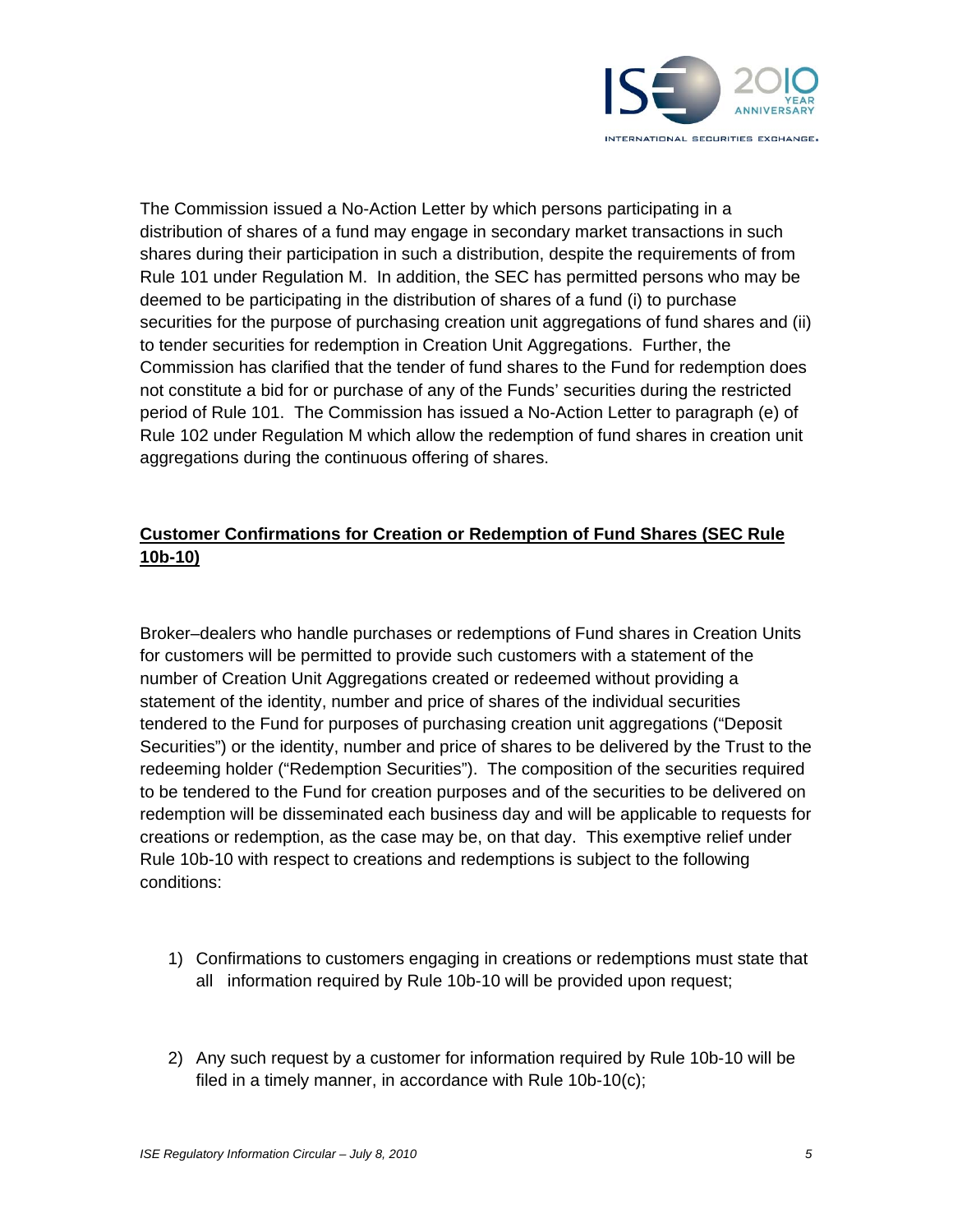The Commission issued a No-Action Letter by which persons participating in a distribution of shares of a fund may engage in secondary market transactions in such shares during their participation in such a distribution, despite the requirements of from Rule 101 under Regulation M. In addition, the SEC has permitted persons who may be deemed to be participating in the distribution of shares of a fund (i) to purchase securities for the purpose of purchasing creation unit aggregations of fund shares and (ii) to tender securities for redemption in Creation Unit Aggregations. Further, the Commission has clarified that the tender of fund shares to the Fund for redemption does not constitute a bid for or purchase of any of the Funds' securities during the restricted period of Rule 101. The Commission has issued a No-Action Letter to paragraph (e) of Rule 102 under Regulation M which allow the redemption of fund shares in creation unit aggregations during the continuous offering of shares.

**Customer Confirmations for Creation or Redemption of Fund Shares (SEC Rule 10b-10)**

Broker–dealers who handle purchases or redemptions of Fund shares in Creation Units for customers will be permitted to provide such customers with a statement of the number of Creation Unit Aggregations created or redeemed without providing a statement of the identity, number and price of shares of the individual securities tendered to the Fund for purposes of purchasing creation unit aggregations ("Deposit Securities") or the identity, number and price of shares to be delivered by the Trust to the redeeming holder ("Redemption Securities"). The composition of the securities required to be tendered to the Fund for creation purposes and of the securities to be delivered on redemption will be disseminated each business day and will be applicable to requests for creations or redemption, as the case may be, on that day. This exemptive relief under Rule 10b-10 with respect to creations and redemptions is subject to the following conditions:

1) Confirmations to customers engaging in creations or redemptions must state that all information required by Rule 10b-10 will be provided upon request;

2) Any such request by a customer for information required by Rule 10b-10 will be filed in a timely manner, in accordance with Rule 10b-10(c);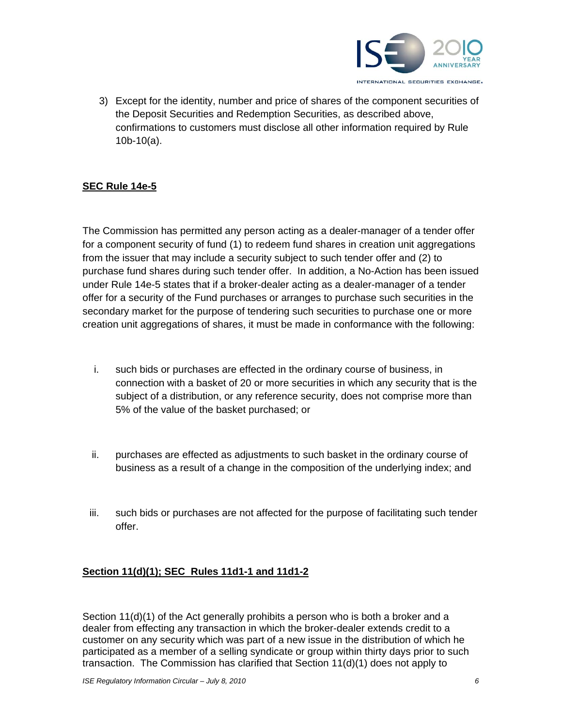3) Except for the identity, number and price of shares of the component securities of the Deposit Securities and Redemption Securities, as described above, confirmations to customers must disclose all other information required by Rule 10b-10(a).

**SEC Rule 14e-5**

The Commission has permitted any person acting as a dealer-manager of a tender offer for a component security of fund (1) to redeem fund shares in creation unit aggregations from the issuer that may include a security subject to such tender offer and (2) to purchase fund shares during such tender offer. In addition, a No-Action has been issued under Rule 14e-5 states that if a broker-dealer acting as a dealer-manager of a tender offer for a security of the Fund purchases or arranges to purchase such securities in the secondary market for the purpose of tendering such securities to purchase one or more creation unit aggregations of shares, it must be made in conformance with the following:

i. such bids or purchases are effected in the ordinary course of business, in connection with a basket of 20 or more securities in which any security that is the subject of a distribution, or any reference security, does not comprise more than 5% of the value of the basket purchased; or

ii. purchases are effected as adjustments to such basket in the ordinary course of business as a result of a change in the composition of the underlying index; and

iii. such bids or purchases are not affected for the purpose of facilitating such tender offer.

**Section 11(d)(1); SEC Rules 11d1-1 and 11d1-2**

Section 11(d)(1) of the Act generally prohibits a person who is both a broker and a dealer from effecting any transaction in which the broker-dealer extends credit to a customer on any security which was part of a new issue in the distribution of which he participated as a member of a selling syndicate or group within thirty days prior to such transaction. The Commission has clarified that Section 11(d)(1) does not apply to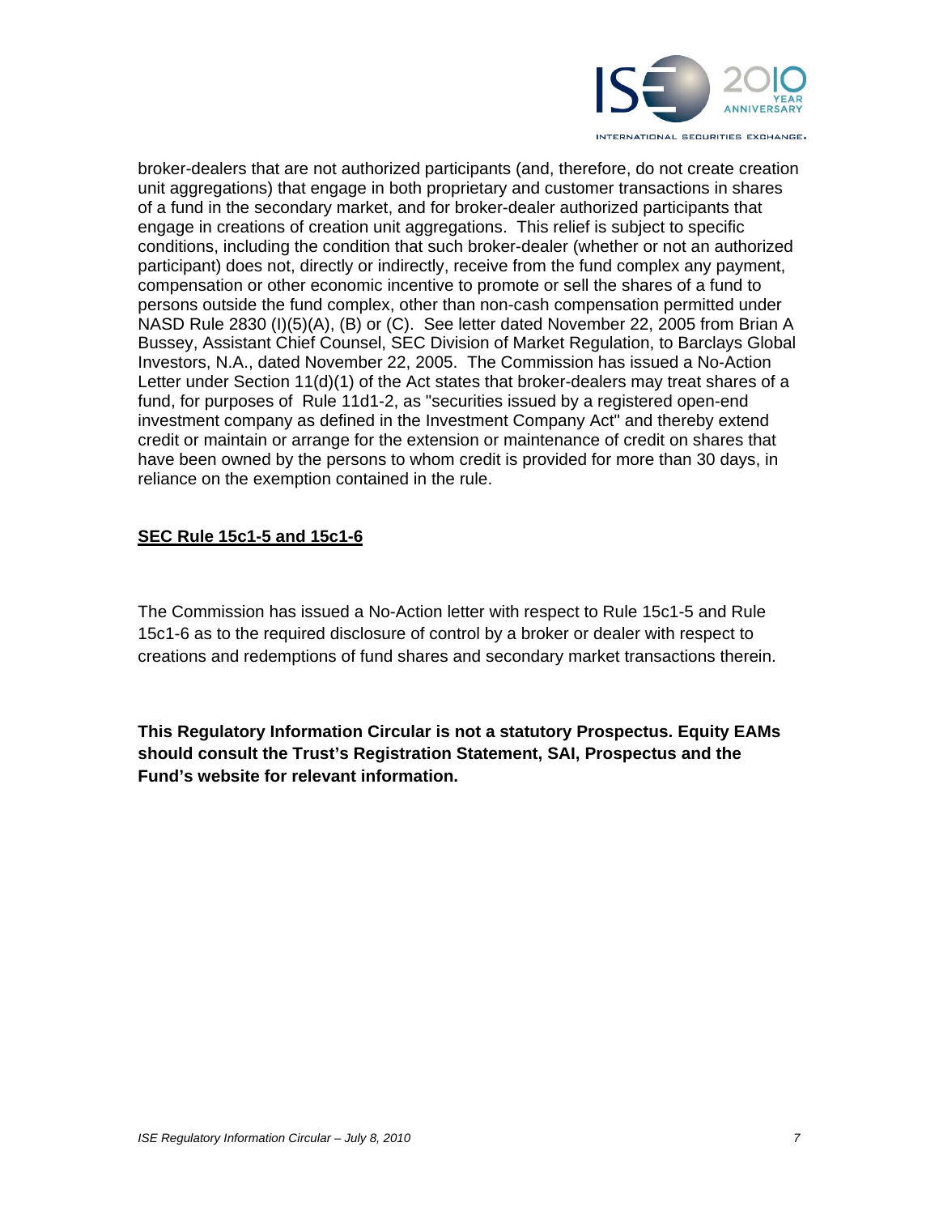broker-dealers that are not authorized participants (and, therefore, do not create creation unit aggregations) that engage in both proprietary and customer transactions in shares of a fund in the secondary market, and for broker-dealer authorized participants that engage in creations of creation unit aggregations. This relief is subject to specific conditions, including the condition that such broker-dealer (whether or not an authorized participant) does not, directly or indirectly, receive from the fund complex any payment, compensation or other economic incentive to promote or sell the shares of a fund to persons outside the fund complex, other than non-cash compensation permitted under NASD Rule 2830 (I)(5)(A), (B) or (C). See letter dated November 22, 2005 from Brian A Bussey, Assistant Chief Counsel, SEC Division of Market Regulation, to Barclays Global Investors, N.A., dated November 22, 2005. The Commission has issued a No-Action Letter under Section 11(d)(1) of the Act states that broker-dealers may treat shares of a fund, for purposes of Rule 11d1-2, as "securities issued by a registered open-end investment company as defined in the Investment Company Act" and thereby extend credit or maintain or arrange for the extension or maintenance of credit on shares that have been owned by the persons to whom credit is provided for more than 30 days, in reliance on the exemption contained in the rule.

## SEC Rule 15c1-5 and 15c1-6

The Commission has issued a No-Action letter with respect to Rule 15c1-5 and Rule 15c1-6 as to the required disclosure of control by a broker or dealer with respect to creations and redemptions of fund shares and secondary market transactions therein.

**This Regulatory Information Circular is not a statutory Prospectus. Equity EAMs should consult the Trust's Registration Statement, SAI, Prospectus and the Fund's website for relevant information.**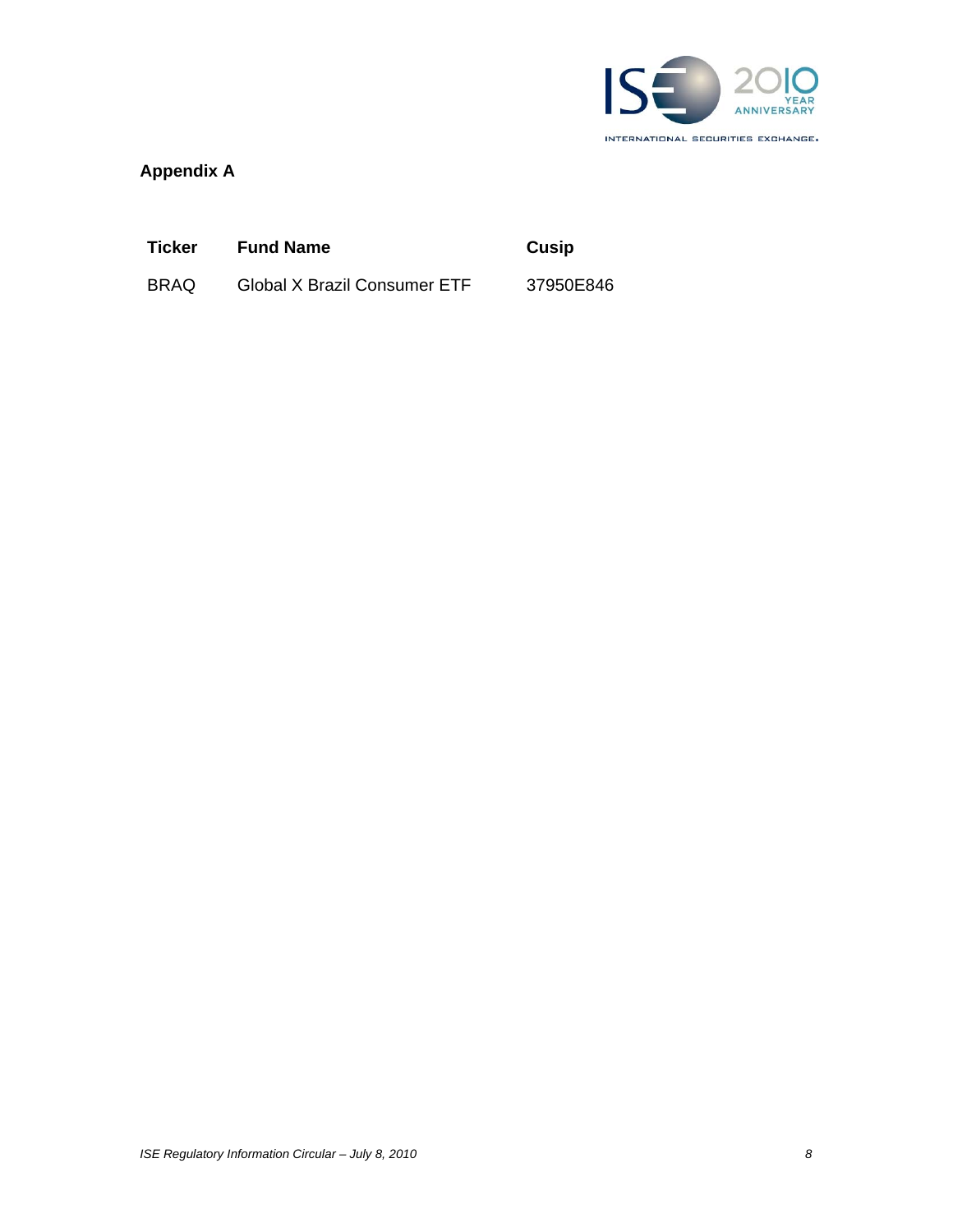## Appendix A

| Ticker | Fund Name | Cusip |
|---|---|---|
| BRAQ | Global X Brazil Consumer ETF | 37950E846 |